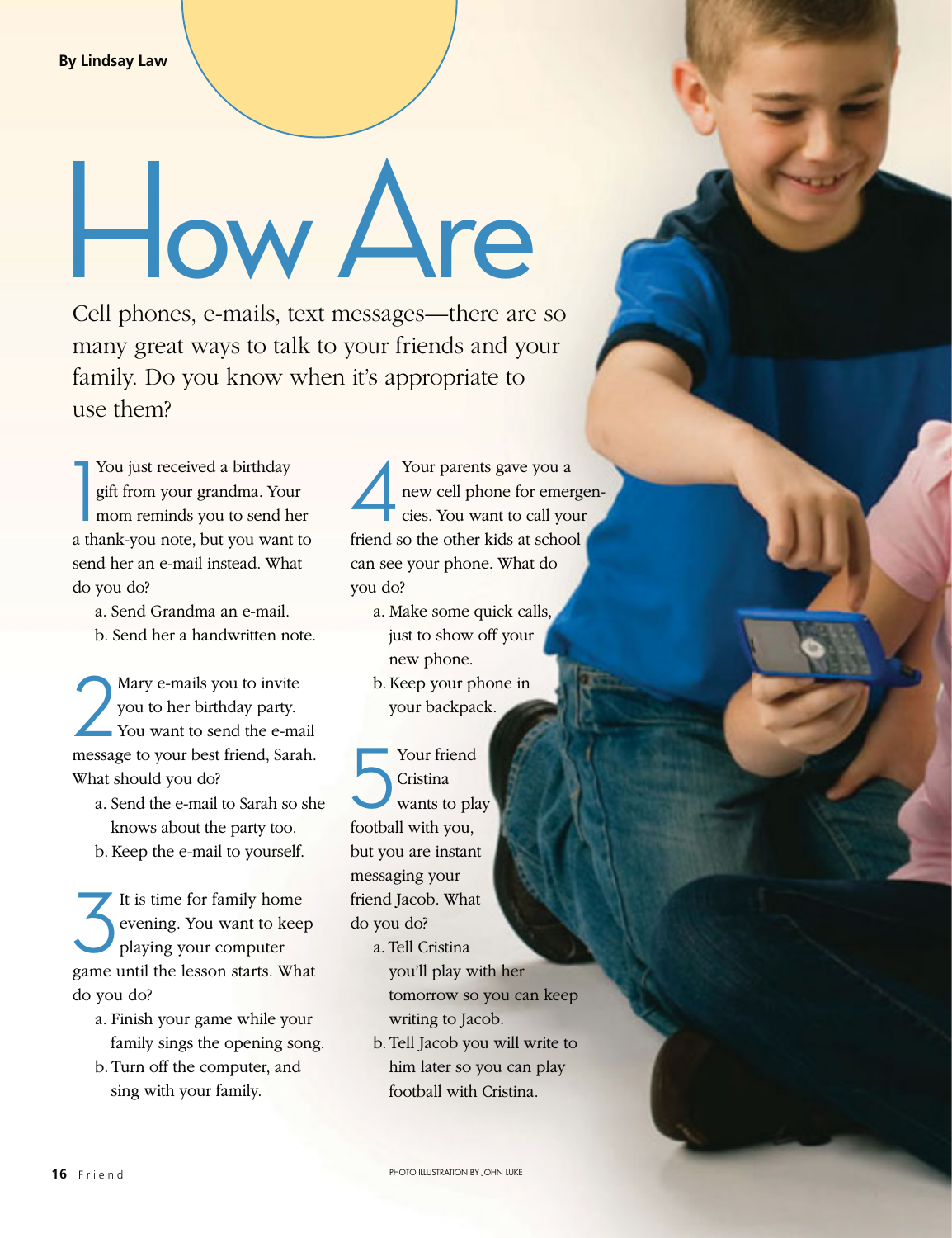By Lindsay Law

# How Are

Cell phones, e-mails, text messages—there are so many great ways to talk to your friends and your family. Do you know when it's appropriate to use them?

1 You just received a birthday gift from your grandma. Your mom reminds you to send her a thank-you note, but you want to send her an e-mail instead. What do you do?

a. Send Grandma an e-mail.
b. Send her a handwritten note.

2 Mary e-mails you to invite you to her birthday party. You want to send the e-mail message to your best friend, Sarah. What should you do?

a. Send the e-mail to Sarah so she knows about the party too.
b. Keep the e-mail to yourself.

3 It is time for family home evening. You want to keep playing your computer game until the lesson starts. What do you do?

a. Finish your game while your family sings the opening song.
b. Turn off the computer, and sing with your family.

4 Your parents gave you a new cell phone for emergencies. You want to call your friend so the other kids at school can see your phone. What do you do?

a. Make some quick calls, just to show off your new phone.
b. Keep your phone in your backpack.

5 Your friend Cristina wants to play football with you, but you are instant messaging your friend Jacob. What do you do?

a. Tell Cristina you'll play with her tomorrow so you can keep writing to Jacob.
b. Tell Jacob you will write to him later so you can play football with Cristina.

PHOTO ILLUSTRATION BY JOHN LUKE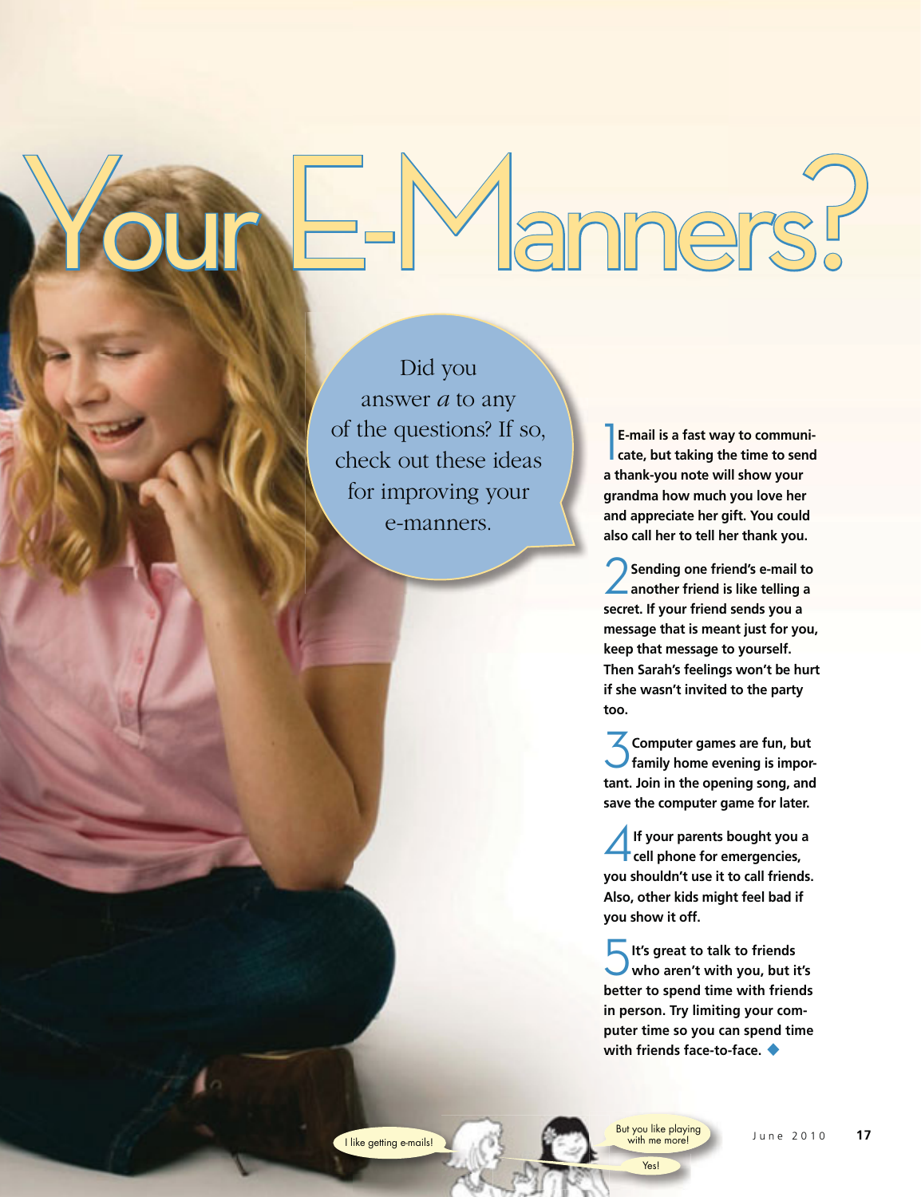# Your E-Manners?

Did you answer *a* to any of the questions? If so, check out these ideas for improving your e-manners.

**1** **E-mail is a fast way to communicate, but taking the time to send a thank-you note will show your grandma how much you love her and appreciate her gift. You could also call her to tell her thank you.**

**2** **Sending one friend's e-mail to another friend is like telling a secret. If your friend sends you a message that is meant just for you, keep that message to yourself. Then Sarah's feelings won't be hurt if she wasn't invited to the party too.**

**3** **Computer games are fun, but family home evening is important. Join in the opening song, and save the computer game for later.**

**4** **If your parents bought you a cell phone for emergencies, you shouldn't use it to call friends. Also, other kids might feel bad if you show it off.**

**5** **It's great to talk to friends who aren't with you, but it's better to spend time with friends in person. Try limiting your computer time so you can spend time with friends face-to-face.** ◆

I like getting e-mails!

But you like playing with me more!

Yes!